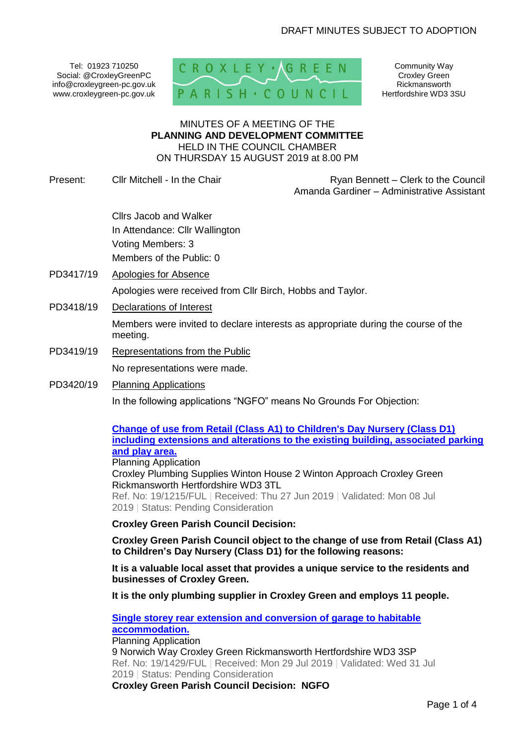DRAFT MINUTES SUBJECT TO ADOPTION

Tel: 01923 710250
Social: @CroxleyGreenPC
info@croxleygreen-pc.gov.uk
www.croxleygreen-pc.gov.uk

CROXLEY GREEN PARISH COUNCIL

Community Way
Croxley Green
Rickmansworth
Hertfordshire WD3 3SU

MINUTES OF A MEETING OF THE
**PLANNING AND DEVELOPMENT COMMITTEE**
HELD IN THE COUNCIL CHAMBER
ON THURSDAY 15 AUGUST 2019 at 8.00 PM

Present: Cllr Mitchell - In the Chair

Ryan Bennett – Clerk to the Council
Amanda Gardiner – Administrative Assistant

Cllrs Jacob and Walker
In Attendance: Cllr Wallington
Voting Members: 3
Members of the Public: 0

PD3417/19 Apologies for Absence

Apologies were received from Cllr Birch, Hobbs and Taylor.

PD3418/19 Declarations of Interest

Members were invited to declare interests as appropriate during the course of the meeting.

PD3419/19 Representations from the Public

No representations were made.

PD3420/19 Planning Applications

In the following applications "NGFO" means No Grounds For Objection:

**Change of use from Retail (Class A1) to Children's Day Nursery (Class D1) including extensions and alterations to the existing building, associated parking and play area.**
Planning Application
Croxley Plumbing Supplies Winton House 2 Winton Approach Croxley Green Rickmansworth Hertfordshire WD3 3TL
Ref. No: 19/1215/FUL | Received: Thu 27 Jun 2019 | Validated: Mon 08 Jul 2019 | Status: Pending Consideration

**Croxley Green Parish Council Decision:**

**Croxley Green Parish Council object to the change of use from Retail (Class A1) to Children's Day Nursery (Class D1) for the following reasons:**

**It is a valuable local asset that provides a unique service to the residents and businesses of Croxley Green.**

**It is the only plumbing supplier in Croxley Green and employs 11 people.**

**Single storey rear extension and conversion of garage to habitable accommodation.**
Planning Application
9 Norwich Way Croxley Green Rickmansworth Hertfordshire WD3 3SP
Ref. No: 19/1429/FUL | Received: Mon 29 Jul 2019 | Validated: Wed 31 Jul 2019 | Status: Pending Consideration
**Croxley Green Parish Council Decision: NGFO**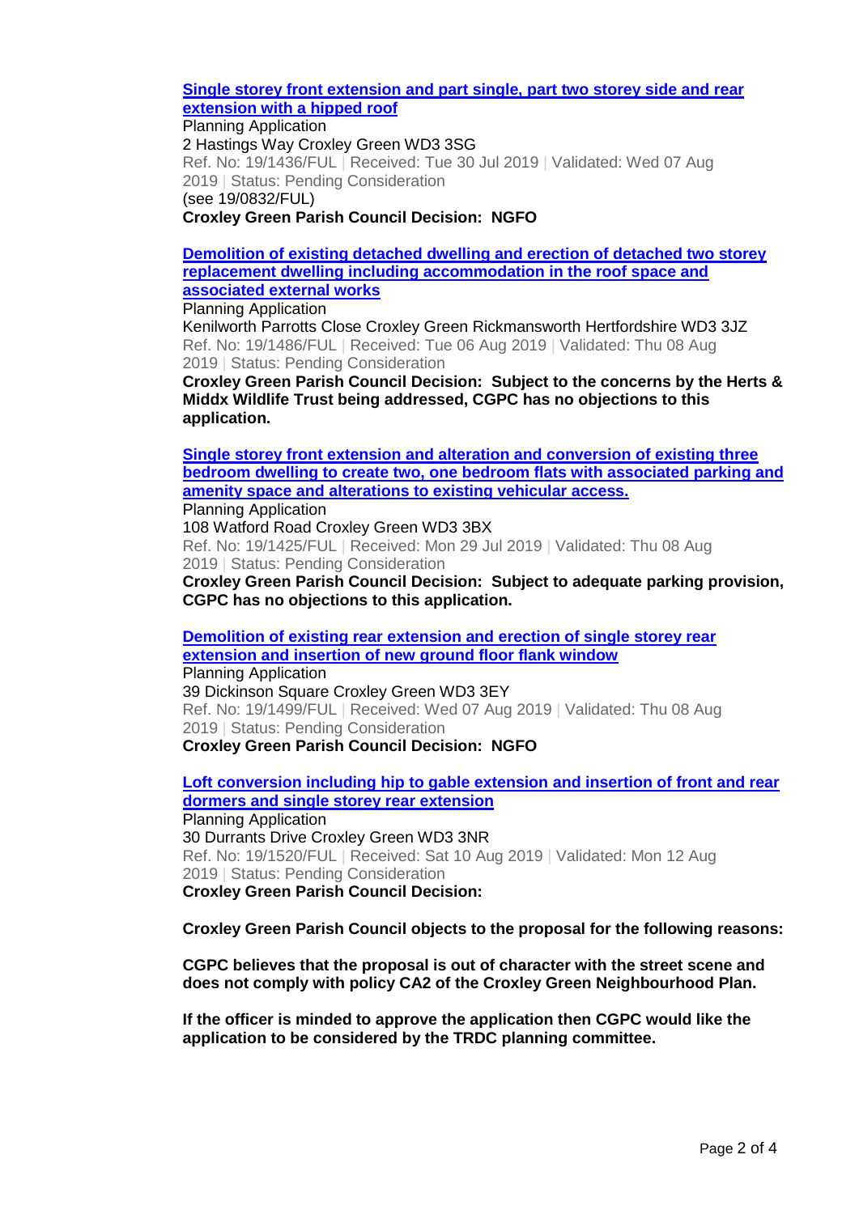**Single storey front extension and part single, part two storey side and rear extension with a hipped roof**

Planning Application

2 Hastings Way Croxley Green WD3 3SG

Ref. No: 19/1436/FUL | Received: Tue 30 Jul 2019 | Validated: Wed 07 Aug 2019 | Status: Pending Consideration

(see 19/0832/FUL)

**Croxley Green Parish Council Decision: NGFO**

**Demolition of existing detached dwelling and erection of detached two storey replacement dwelling including accommodation in the roof space and associated external works**

Planning Application

Kenilworth Parrotts Close Croxley Green Rickmansworth Hertfordshire WD3 3JZ

Ref. No: 19/1486/FUL | Received: Tue 06 Aug 2019 | Validated: Thu 08 Aug 2019 | Status: Pending Consideration

**Croxley Green Parish Council Decision: Subject to the concerns by the Herts & Middx Wildlife Trust being addressed, CGPC has no objections to this application.**

**Single storey front extension and alteration and conversion of existing three bedroom dwelling to create two, one bedroom flats with associated parking and amenity space and alterations to existing vehicular access.**

Planning Application

108 Watford Road Croxley Green WD3 3BX

Ref. No: 19/1425/FUL | Received: Mon 29 Jul 2019 | Validated: Thu 08 Aug 2019 | Status: Pending Consideration

**Croxley Green Parish Council Decision: Subject to adequate parking provision, CGPC has no objections to this application.**

**Demolition of existing rear extension and erection of single storey rear extension and insertion of new ground floor flank window**

Planning Application

39 Dickinson Square Croxley Green WD3 3EY

Ref. No: 19/1499/FUL | Received: Wed 07 Aug 2019 | Validated: Thu 08 Aug 2019 | Status: Pending Consideration

**Croxley Green Parish Council Decision: NGFO**

**Loft conversion including hip to gable extension and insertion of front and rear dormers and single storey rear extension**

Planning Application

30 Durrants Drive Croxley Green WD3 3NR

Ref. No: 19/1520/FUL | Received: Sat 10 Aug 2019 | Validated: Mon 12 Aug 2019 | Status: Pending Consideration

**Croxley Green Parish Council Decision:**

**Croxley Green Parish Council objects to the proposal for the following reasons:**

**CGPC believes that the proposal is out of character with the street scene and does not comply with policy CA2 of the Croxley Green Neighbourhood Plan.**

**If the officer is minded to approve the application then CGPC would like the application to be considered by the TRDC planning committee.**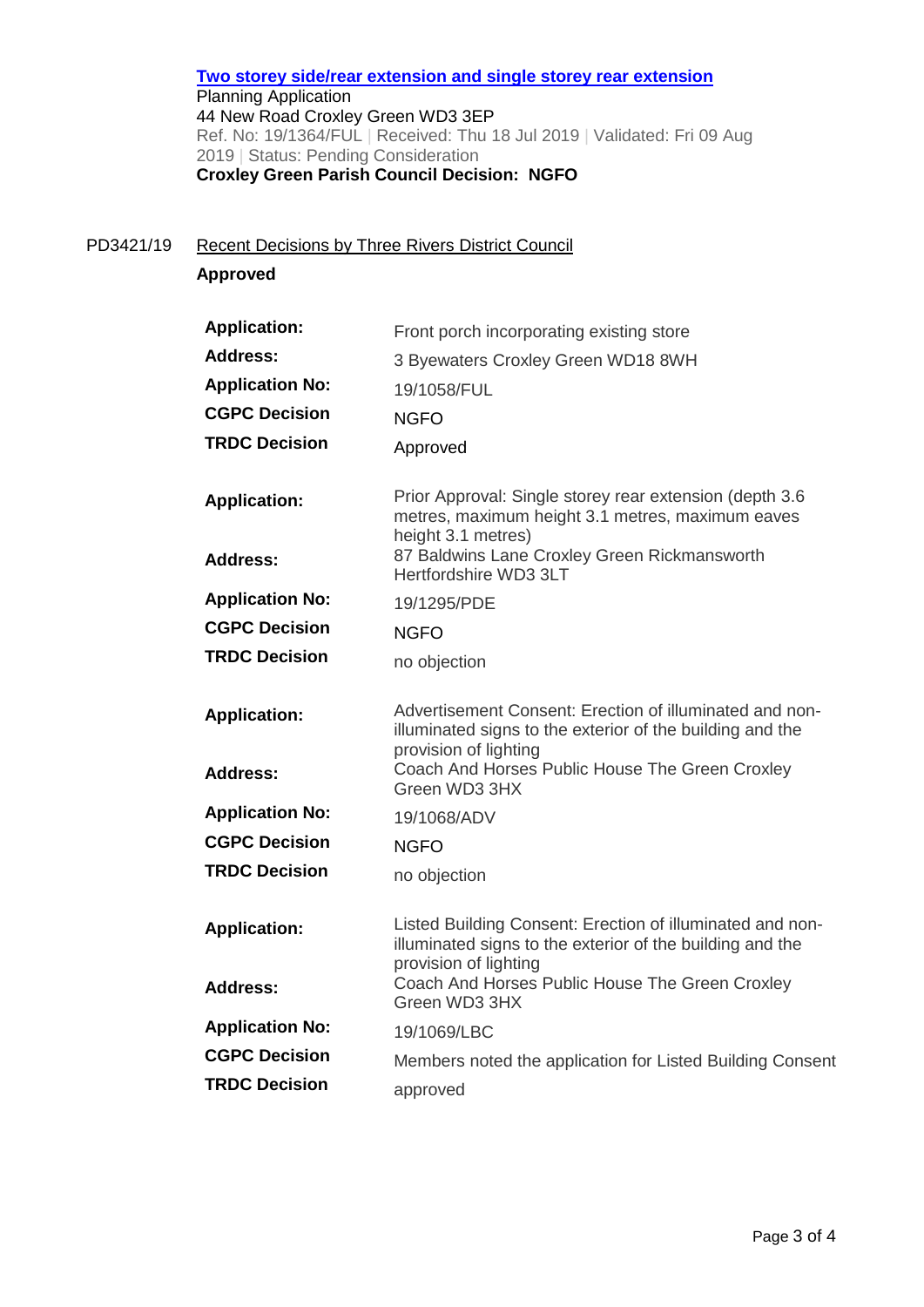**[Two storey side/rear extension and single storey rear extension](#)**
Planning Application
44 New Road Croxley Green WD3 3EP
Ref. No: 19/1364/FUL | Received: Thu 18 Jul 2019 | Validated: Fri 09 Aug 2019 | Status: Pending Consideration
**Croxley Green Parish Council Decision: NGFO**

PD3421/19 Recent Decisions by Three Rivers District Council

**Approved**

| | |
|---|---|
| **Application:** | Front porch incorporating existing store |
| **Address:** | 3 Byewaters Croxley Green WD18 8WH |
| **Application No:** | 19/1058/FUL |
| **CGPC Decision** | NGFO |
| **TRDC Decision** | Approved |

| | |
|---|---|
| **Application:** | Prior Approval: Single storey rear extension (depth 3.6 metres, maximum height 3.1 metres, maximum eaves height 3.1 metres) |
| **Address:** | 87 Baldwins Lane Croxley Green Rickmansworth Hertfordshire WD3 3LT |
| **Application No:** | 19/1295/PDE |
| **CGPC Decision** | NGFO |
| **TRDC Decision** | no objection |

| | |
|---|---|
| **Application:** | Advertisement Consent: Erection of illuminated and non-illuminated signs to the exterior of the building and the provision of lighting |
| **Address:** | Coach And Horses Public House The Green Croxley Green WD3 3HX |
| **Application No:** | 19/1068/ADV |
| **CGPC Decision** | NGFO |
| **TRDC Decision** | no objection |

| | |
|---|---|
| **Application:** | Listed Building Consent: Erection of illuminated and non-illuminated signs to the exterior of the building and the provision of lighting |
| **Address:** | Coach And Horses Public House The Green Croxley Green WD3 3HX |
| **Application No:** | 19/1069/LBC |
| **CGPC Decision** | Members noted the application for Listed Building Consent |
| **TRDC Decision** | approved |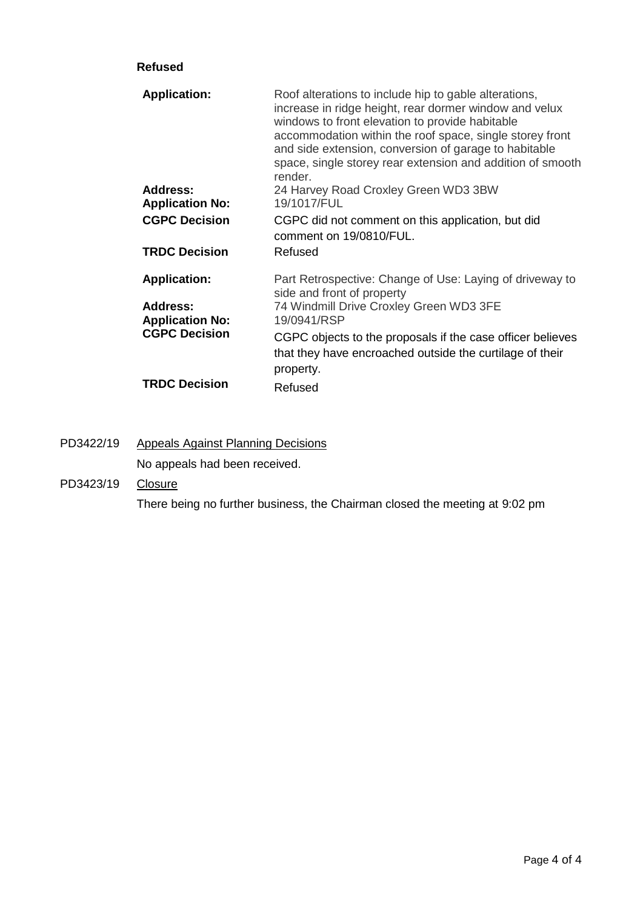**Refused**

| | |
|---|---|
| **Application:** | Roof alterations to include hip to gable alterations, increase in ridge height, rear dormer window and velux windows to front elevation to provide habitable accommodation within the roof space, single storey front and side extension, conversion of garage to habitable space, single storey rear extension and addition of smooth render. |
| **Address:** | 24 Harvey Road Croxley Green WD3 3BW |
| **Application No:** | 19/1017/FUL |
| **CGPC Decision** | CGPC did not comment on this application, but did comment on 19/0810/FUL. |
| **TRDC Decision** | Refused |

| | |
|---|---|
| **Application:** | Part Retrospective: Change of Use: Laying of driveway to side and front of property |
| **Address:** | 74 Windmill Drive Croxley Green WD3 3FE |
| **Application No:** | 19/0941/RSP |
| **CGPC Decision** | CGPC objects to the proposals if the case officer believes that they have encroached outside the curtilage of their property. |
| **TRDC Decision** | Refused |

PD3422/19 Appeals Against Planning Decisions

No appeals had been received.

PD3423/19 Closure

There being no further business, the Chairman closed the meeting at 9:02 pm